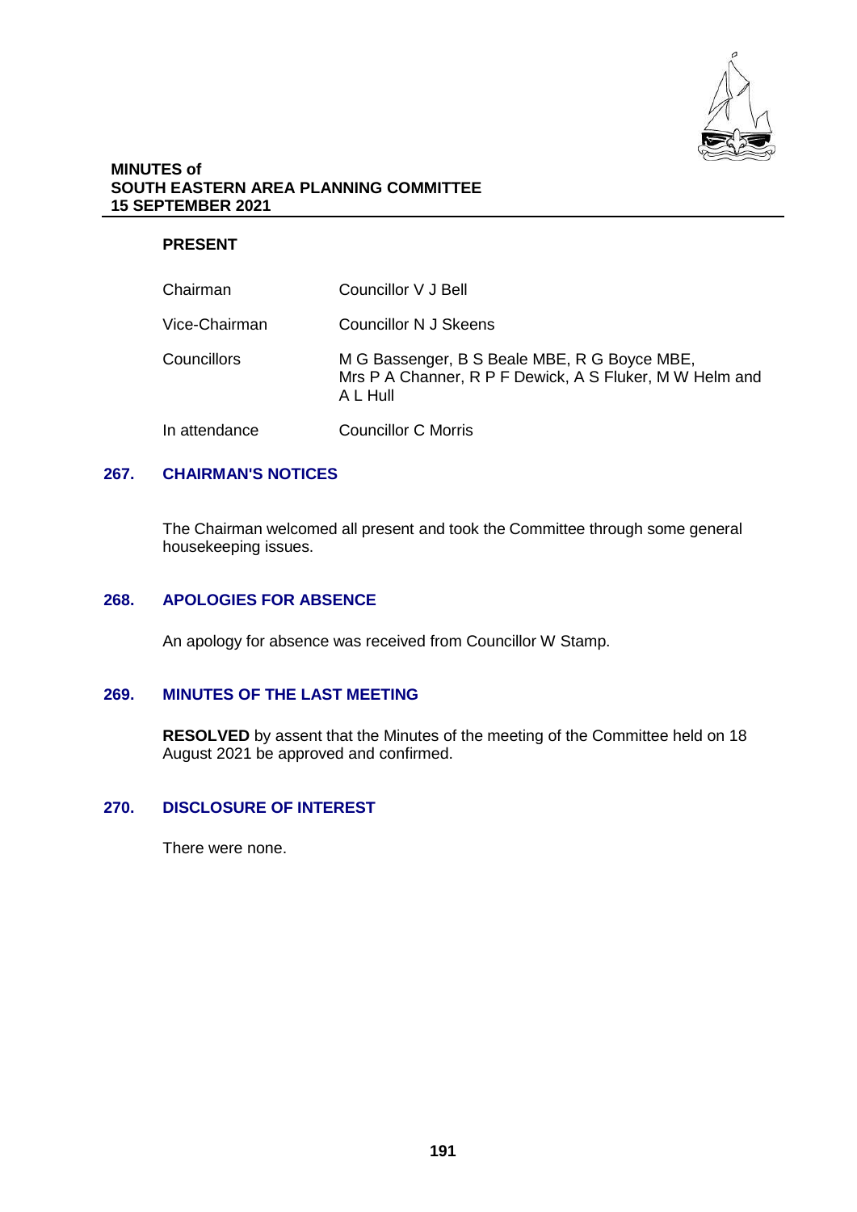**MINUTES of**
**SOUTH EASTERN AREA PLANNING COMMITTEE**
**15 SEPTEMBER 2021**

**PRESENT**

| | |
|---|---|
| Chairman | Councillor V J Bell |
| Vice-Chairman | Councillor N J Skeens |
| Councillors | M G Bassenger, B S Beale MBE, R G Boyce MBE, Mrs P A Channer, R P F Dewick, A S Fluker, M W Helm and A L Hull |
| In attendance | Councillor C Morris |

## 267. CHAIRMAN'S NOTICES

The Chairman welcomed all present and took the Committee through some general housekeeping issues.

## 268. APOLOGIES FOR ABSENCE

An apology for absence was received from Councillor W Stamp.

## 269. MINUTES OF THE LAST MEETING

**RESOLVED** by assent that the Minutes of the meeting of the Committee held on 18 August 2021 be approved and confirmed.

## 270. DISCLOSURE OF INTEREST

There were none.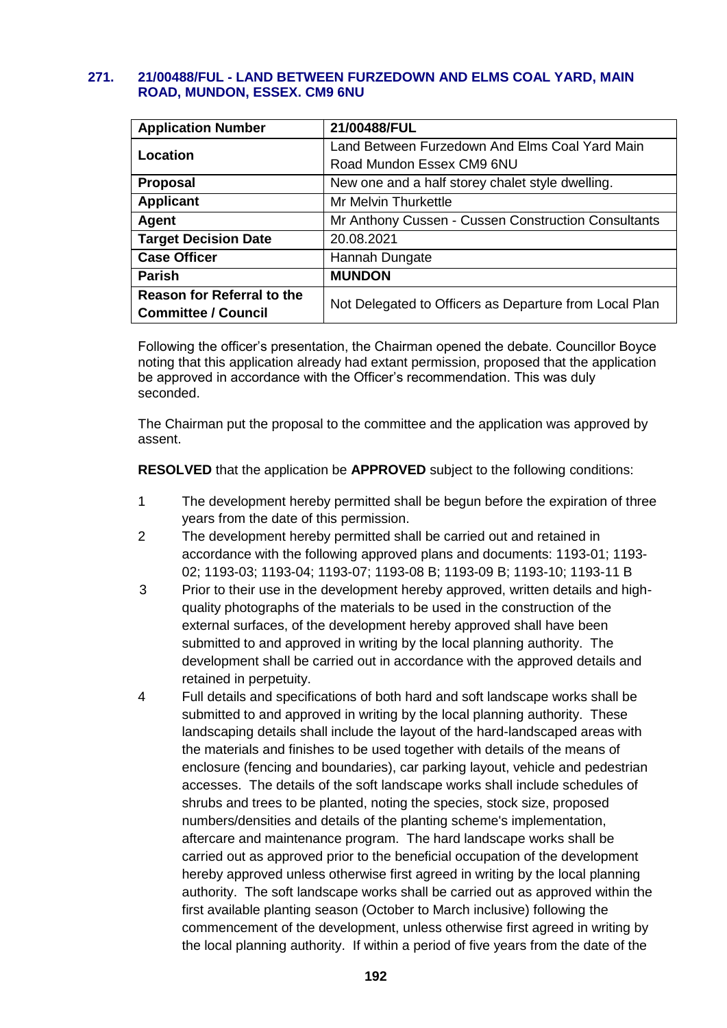### 271. 21/00488/FUL - LAND BETWEEN FURZEDOWN AND ELMS COAL YARD, MAIN ROAD, MUNDON, ESSEX. CM9 6NU

| Application Number | 21/00488/FUL |
|---|---|
| Location | Land Between Furzedown And Elms Coal Yard Main Road Mundon Essex CM9 6NU |
| Proposal | New one and a half storey chalet style dwelling. |
| Applicant | Mr Melvin Thurkettle |
| Agent | Mr Anthony Cussen - Cussen Construction Consultants |
| Target Decision Date | 20.08.2021 |
| Case Officer | Hannah Dungate |
| Parish | **MUNDON** |
| Reason for Referral to the Committee / Council | Not Delegated to Officers as Departure from Local Plan |

Following the officer's presentation, the Chairman opened the debate. Councillor Boyce noting that this application already had extant permission, proposed that the application be approved in accordance with the Officer's recommendation. This was duly seconded.

The Chairman put the proposal to the committee and the application was approved by assent.

**RESOLVED** that the application be **APPROVED** subject to the following conditions:

1. The development hereby permitted shall be begun before the expiration of three years from the date of this permission.
2. The development hereby permitted shall be carried out and retained in accordance with the following approved plans and documents: 1193-01; 1193-02; 1193-03; 1193-04; 1193-07; 1193-08 B; 1193-09 B; 1193-10; 1193-11 B
3. Prior to their use in the development hereby approved, written details and high-quality photographs of the materials to be used in the construction of the external surfaces, of the development hereby approved shall have been submitted to and approved in writing by the local planning authority. The development shall be carried out in accordance with the approved details and retained in perpetuity.
4. Full details and specifications of both hard and soft landscape works shall be submitted to and approved in writing by the local planning authority. These landscaping details shall include the layout of the hard-landscaped areas with the materials and finishes to be used together with details of the means of enclosure (fencing and boundaries), car parking layout, vehicle and pedestrian accesses. The details of the soft landscape works shall include schedules of shrubs and trees to be planted, noting the species, stock size, proposed numbers/densities and details of the planting scheme's implementation, aftercare and maintenance program. The hard landscape works shall be carried out as approved prior to the beneficial occupation of the development hereby approved unless otherwise first agreed in writing by the local planning authority. The soft landscape works shall be carried out as approved within the first available planting season (October to March inclusive) following the commencement of the development, unless otherwise first agreed in writing by the local planning authority. If within a period of five years from the date of the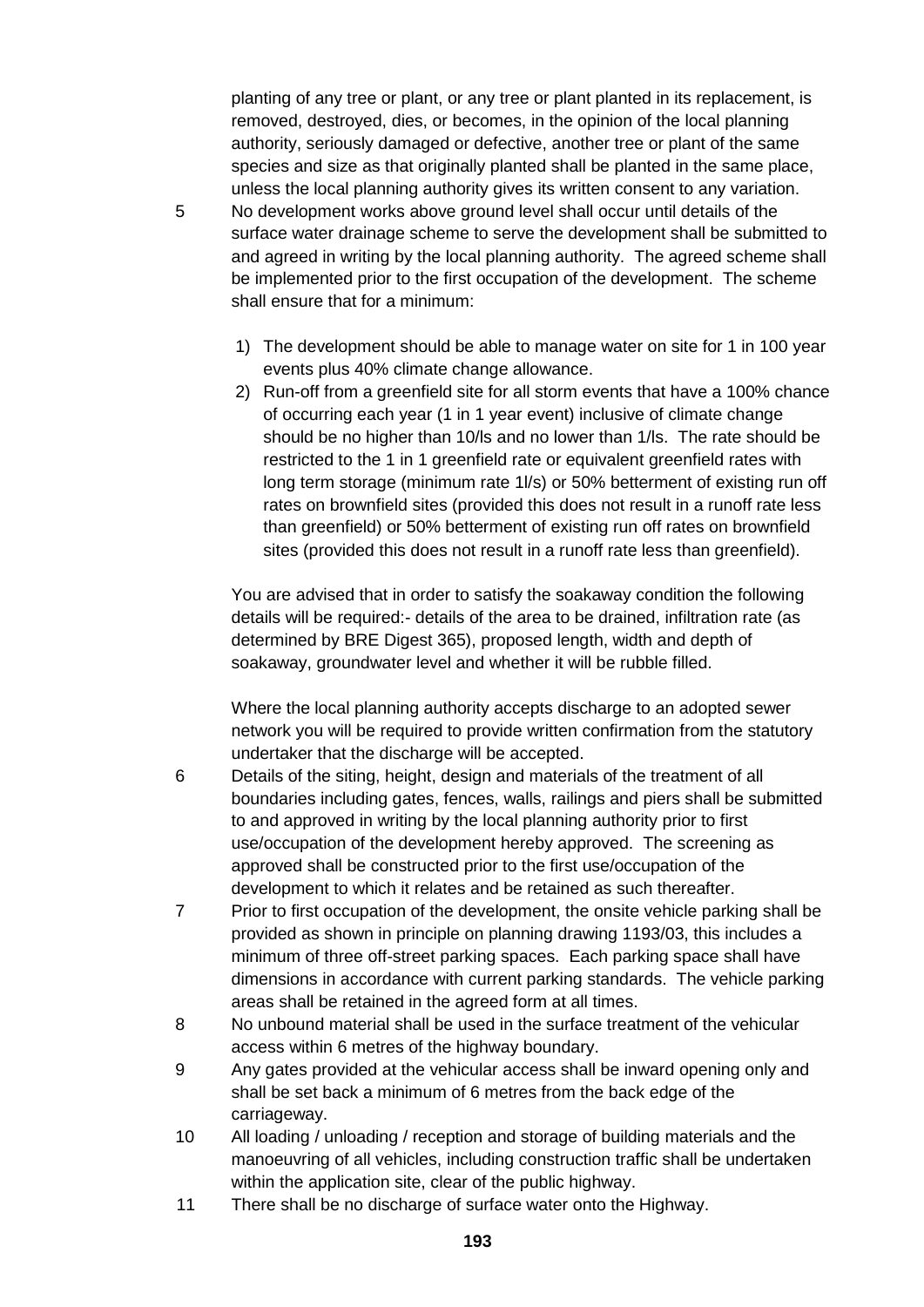planting of any tree or plant, or any tree or plant planted in its replacement, is removed, destroyed, dies, or becomes, in the opinion of the local planning authority, seriously damaged or defective, another tree or plant of the same species and size as that originally planted shall be planted in the same place, unless the local planning authority gives its written consent to any variation.

5 No development works above ground level shall occur until details of the surface water drainage scheme to serve the development shall be submitted to and agreed in writing by the local planning authority. The agreed scheme shall be implemented prior to the first occupation of the development. The scheme shall ensure that for a minimum:

1) The development should be able to manage water on site for 1 in 100 year events plus 40% climate change allowance.
2) Run-off from a greenfield site for all storm events that have a 100% chance of occurring each year (1 in 1 year event) inclusive of climate change should be no higher than 10/ls and no lower than 1/ls. The rate should be restricted to the 1 in 1 greenfield rate or equivalent greenfield rates with long term storage (minimum rate 1l/s) or 50% betterment of existing run off rates on brownfield sites (provided this does not result in a runoff rate less than greenfield) or 50% betterment of existing run off rates on brownfield sites (provided this does not result in a runoff rate less than greenfield).

You are advised that in order to satisfy the soakaway condition the following details will be required:- details of the area to be drained, infiltration rate (as determined by BRE Digest 365), proposed length, width and depth of soakaway, groundwater level and whether it will be rubble filled.

Where the local planning authority accepts discharge to an adopted sewer network you will be required to provide written confirmation from the statutory undertaker that the discharge will be accepted.

6 Details of the siting, height, design and materials of the treatment of all boundaries including gates, fences, walls, railings and piers shall be submitted to and approved in writing by the local planning authority prior to first use/occupation of the development hereby approved. The screening as approved shall be constructed prior to the first use/occupation of the development to which it relates and be retained as such thereafter.

7 Prior to first occupation of the development, the onsite vehicle parking shall be provided as shown in principle on planning drawing 1193/03, this includes a minimum of three off-street parking spaces. Each parking space shall have dimensions in accordance with current parking standards. The vehicle parking areas shall be retained in the agreed form at all times.

8 No unbound material shall be used in the surface treatment of the vehicular access within 6 metres of the highway boundary.

9 Any gates provided at the vehicular access shall be inward opening only and shall be set back a minimum of 6 metres from the back edge of the carriageway.

10 All loading / unloading / reception and storage of building materials and the manoeuvring of all vehicles, including construction traffic shall be undertaken within the application site, clear of the public highway.

11 There shall be no discharge of surface water onto the Highway.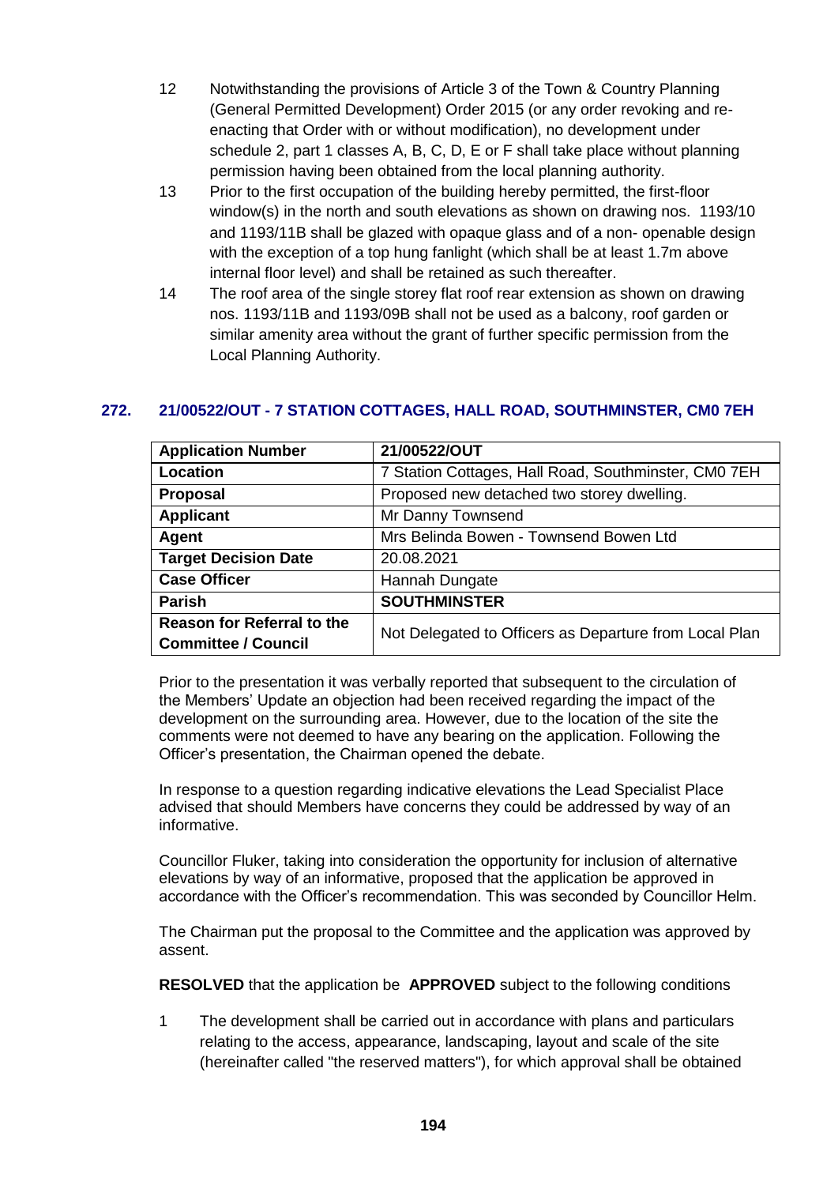12 Notwithstanding the provisions of Article 3 of the Town & Country Planning (General Permitted Development) Order 2015 (or any order revoking and re-enacting that Order with or without modification), no development under schedule 2, part 1 classes A, B, C, D, E or F shall take place without planning permission having been obtained from the local planning authority.

13 Prior to the first occupation of the building hereby permitted, the first-floor window(s) in the north and south elevations as shown on drawing nos. 1193/10 and 1193/11B shall be glazed with opaque glass and of a non- openable design with the exception of a top hung fanlight (which shall be at least 1.7m above internal floor level) and shall be retained as such thereafter.

14 The roof area of the single storey flat roof rear extension as shown on drawing nos. 1193/11B and 1193/09B shall not be used as a balcony, roof garden or similar amenity area without the grant of further specific permission from the Local Planning Authority.

## 272. 21/00522/OUT - 7 STATION COTTAGES, HALL ROAD, SOUTHMINSTER, CM0 7EH

| **Application Number** | **21/00522/OUT** |
|---|---|
| **Location** | 7 Station Cottages, Hall Road, Southminster, CM0 7EH |
| **Proposal** | Proposed new detached two storey dwelling. |
| **Applicant** | Mr Danny Townsend |
| **Agent** | Mrs Belinda Bowen - Townsend Bowen Ltd |
| **Target Decision Date** | 20.08.2021 |
| **Case Officer** | Hannah Dungate |
| **Parish** | **SOUTHMINSTER** |
| **Reason for Referral to the Committee / Council** | Not Delegated to Officers as Departure from Local Plan |

Prior to the presentation it was verbally reported that subsequent to the circulation of the Members' Update an objection had been received regarding the impact of the development on the surrounding area. However, due to the location of the site the comments were not deemed to have any bearing on the application. Following the Officer's presentation, the Chairman opened the debate.

In response to a question regarding indicative elevations the Lead Specialist Place advised that should Members have concerns they could be addressed by way of an informative.

Councillor Fluker, taking into consideration the opportunity for inclusion of alternative elevations by way of an informative, proposed that the application be approved in accordance with the Officer's recommendation. This was seconded by Councillor Helm.

The Chairman put the proposal to the Committee and the application was approved by assent.

**RESOLVED** that the application be **APPROVED** subject to the following conditions

1 The development shall be carried out in accordance with plans and particulars relating to the access, appearance, landscaping, layout and scale of the site (hereinafter called "the reserved matters"), for which approval shall be obtained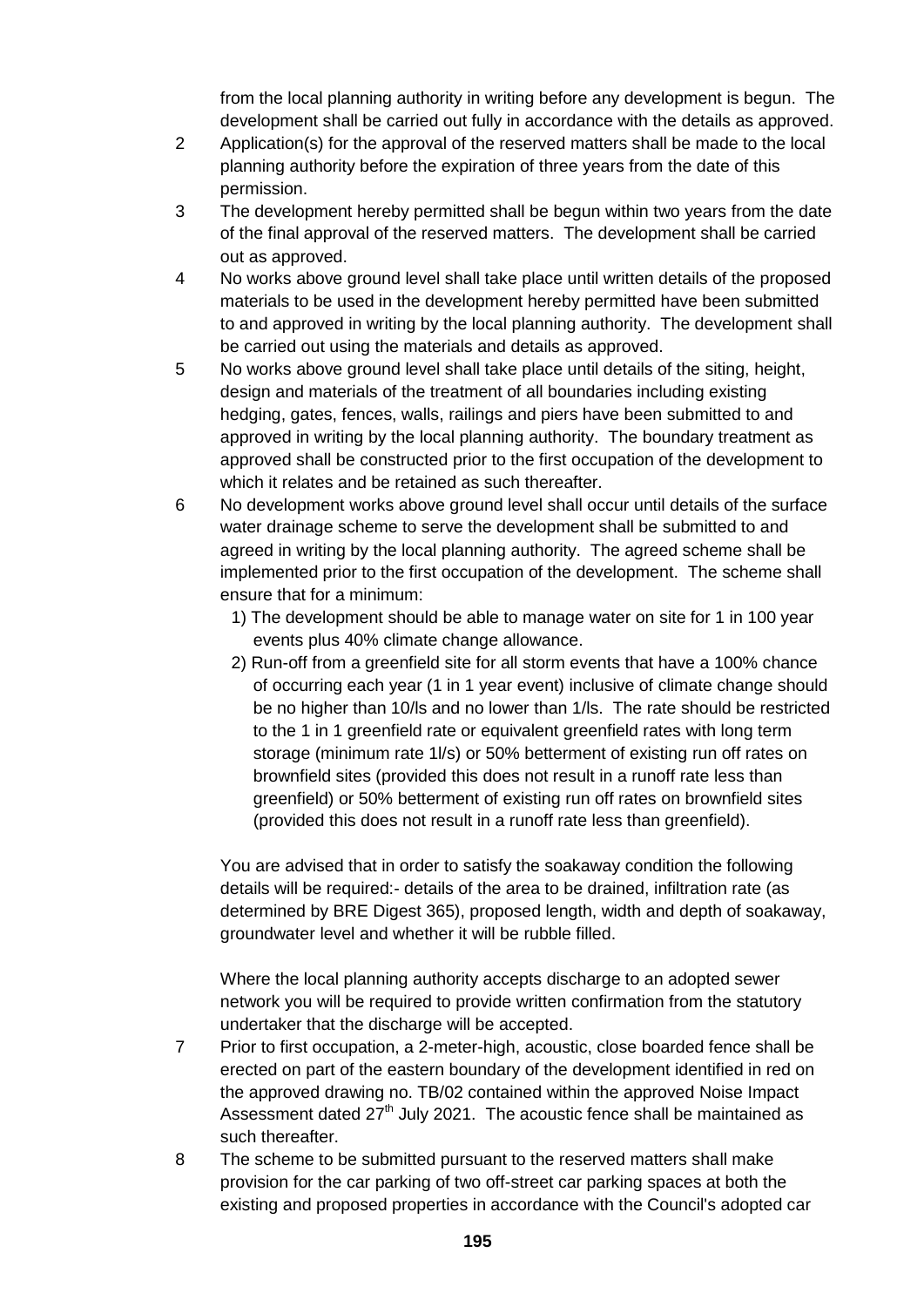from the local planning authority in writing before any development is begun. The development shall be carried out fully in accordance with the details as approved.

2 Application(s) for the approval of the reserved matters shall be made to the local planning authority before the expiration of three years from the date of this permission.

3 The development hereby permitted shall be begun within two years from the date of the final approval of the reserved matters. The development shall be carried out as approved.

4 No works above ground level shall take place until written details of the proposed materials to be used in the development hereby permitted have been submitted to and approved in writing by the local planning authority. The development shall be carried out using the materials and details as approved.

5 No works above ground level shall take place until details of the siting, height, design and materials of the treatment of all boundaries including existing hedging, gates, fences, walls, railings and piers have been submitted to and approved in writing by the local planning authority. The boundary treatment as approved shall be constructed prior to the first occupation of the development to which it relates and be retained as such thereafter.

6 No development works above ground level shall occur until details of the surface water drainage scheme to serve the development shall be submitted to and agreed in writing by the local planning authority. The agreed scheme shall be implemented prior to the first occupation of the development. The scheme shall ensure that for a minimum:

   1) The development should be able to manage water on site for 1 in 100 year events plus 40% climate change allowance.
   2) Run-off from a greenfield site for all storm events that have a 100% chance of occurring each year (1 in 1 year event) inclusive of climate change should be no higher than 10/ls and no lower than 1/ls. The rate should be restricted to the 1 in 1 greenfield rate or equivalent greenfield rates with long term storage (minimum rate 1l/s) or 50% betterment of existing run off rates on brownfield sites (provided this does not result in a runoff rate less than greenfield) or 50% betterment of existing run off rates on brownfield sites (provided this does not result in a runoff rate less than greenfield).

   You are advised that in order to satisfy the soakaway condition the following details will be required:- details of the area to be drained, infiltration rate (as determined by BRE Digest 365), proposed length, width and depth of soakaway, groundwater level and whether it will be rubble filled.

   Where the local planning authority accepts discharge to an adopted sewer network you will be required to provide written confirmation from the statutory undertaker that the discharge will be accepted.

7 Prior to first occupation, a 2-meter-high, acoustic, close boarded fence shall be erected on part of the eastern boundary of the development identified in red on the approved drawing no. TB/02 contained within the approved Noise Impact Assessment dated 27th July 2021. The acoustic fence shall be maintained as such thereafter.

8 The scheme to be submitted pursuant to the reserved matters shall make provision for the car parking of two off-street car parking spaces at both the existing and proposed properties in accordance with the Council's adopted car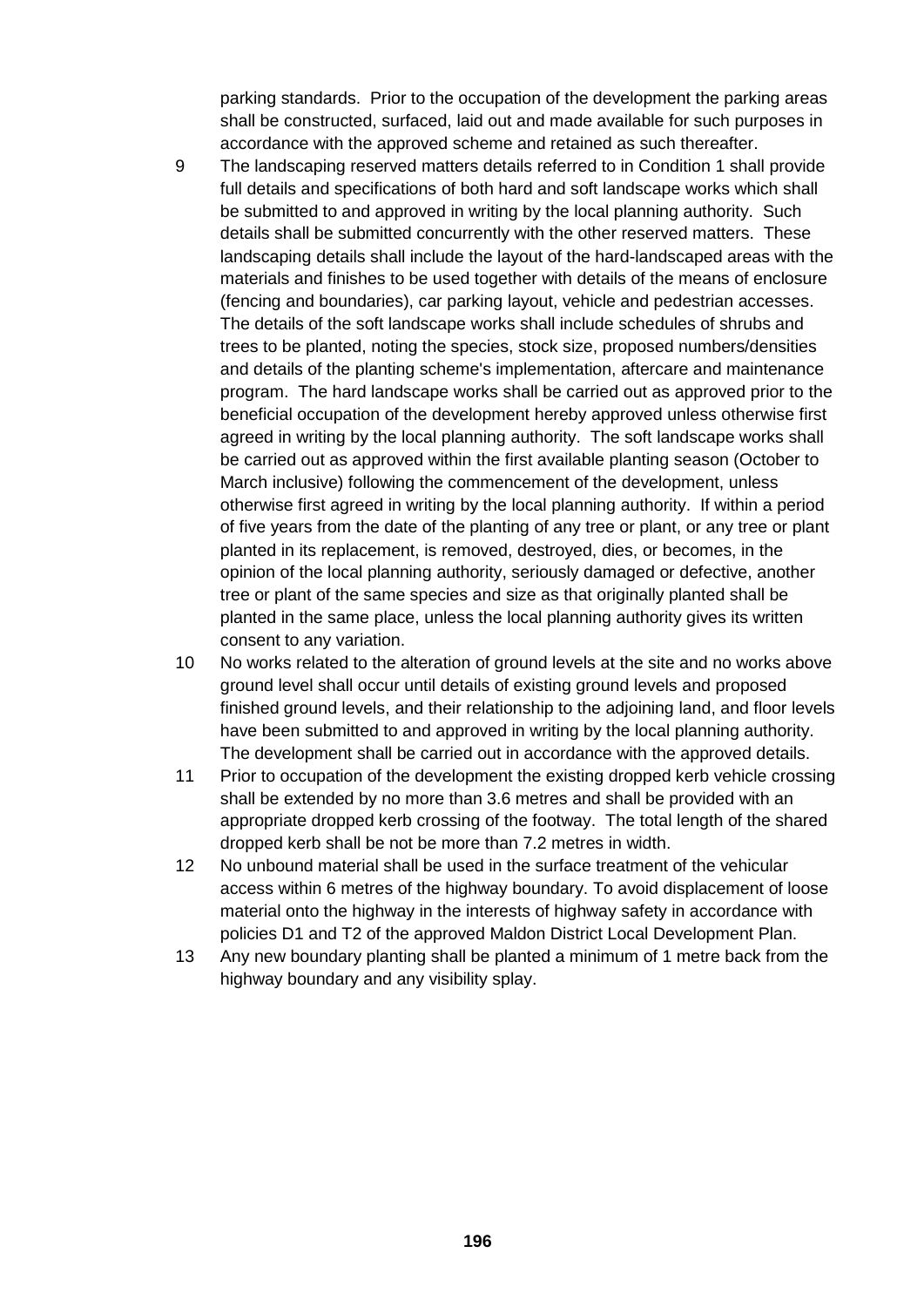parking standards. Prior to the occupation of the development the parking areas shall be constructed, surfaced, laid out and made available for such purposes in accordance with the approved scheme and retained as such thereafter.

9 The landscaping reserved matters details referred to in Condition 1 shall provide full details and specifications of both hard and soft landscape works which shall be submitted to and approved in writing by the local planning authority. Such details shall be submitted concurrently with the other reserved matters. These landscaping details shall include the layout of the hard-landscaped areas with the materials and finishes to be used together with details of the means of enclosure (fencing and boundaries), car parking layout, vehicle and pedestrian accesses. The details of the soft landscape works shall include schedules of shrubs and trees to be planted, noting the species, stock size, proposed numbers/densities and details of the planting scheme's implementation, aftercare and maintenance program. The hard landscape works shall be carried out as approved prior to the beneficial occupation of the development hereby approved unless otherwise first agreed in writing by the local planning authority. The soft landscape works shall be carried out as approved within the first available planting season (October to March inclusive) following the commencement of the development, unless otherwise first agreed in writing by the local planning authority. If within a period of five years from the date of the planting of any tree or plant, or any tree or plant planted in its replacement, is removed, destroyed, dies, or becomes, in the opinion of the local planning authority, seriously damaged or defective, another tree or plant of the same species and size as that originally planted shall be planted in the same place, unless the local planning authority gives its written consent to any variation.

10 No works related to the alteration of ground levels at the site and no works above ground level shall occur until details of existing ground levels and proposed finished ground levels, and their relationship to the adjoining land, and floor levels have been submitted to and approved in writing by the local planning authority. The development shall be carried out in accordance with the approved details.

11 Prior to occupation of the development the existing dropped kerb vehicle crossing shall be extended by no more than 3.6 metres and shall be provided with an appropriate dropped kerb crossing of the footway. The total length of the shared dropped kerb shall be not be more than 7.2 metres in width.

12 No unbound material shall be used in the surface treatment of the vehicular access within 6 metres of the highway boundary. To avoid displacement of loose material onto the highway in the interests of highway safety in accordance with policies D1 and T2 of the approved Maldon District Local Development Plan.

13 Any new boundary planting shall be planted a minimum of 1 metre back from the highway boundary and any visibility splay.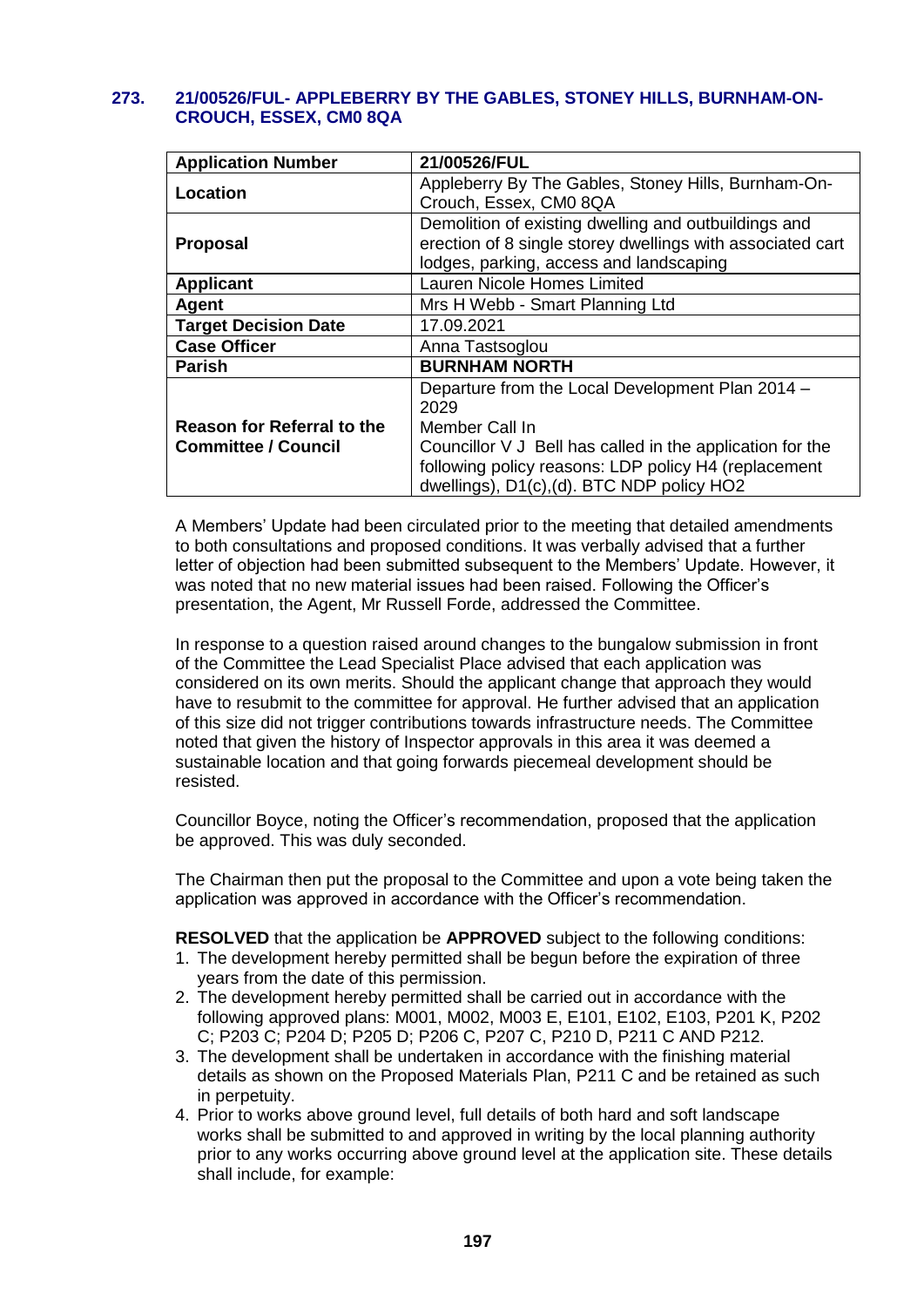### 273. 21/00526/FUL- APPLEBERRY BY THE GABLES, STONEY HILLS, BURNHAM-ON-CROUCH, ESSEX, CM0 8QA

| Application Number | 21/00526/FUL |
|---|---|
| **Location** | Appleberry By The Gables, Stoney Hills, Burnham-On-Crouch, Essex, CM0 8QA |
| **Proposal** | Demolition of existing dwelling and outbuildings and erection of 8 single storey dwellings with associated cart lodges, parking, access and landscaping |
| **Applicant** | Lauren Nicole Homes Limited |
| **Agent** | Mrs H Webb - Smart Planning Ltd |
| **Target Decision Date** | 17.09.2021 |
| **Case Officer** | Anna Tastsoglou |
| **Parish** | **BURNHAM NORTH** |
| **Reason for Referral to the Committee / Council** | Departure from the Local Development Plan 2014 – 2029<br>Member Call In<br>Councillor V J Bell has called in the application for the following policy reasons: LDP policy H4 (replacement dwellings), D1(c),(d). BTC NDP policy HO2 |

A Members' Update had been circulated prior to the meeting that detailed amendments to both consultations and proposed conditions. It was verbally advised that a further letter of objection had been submitted subsequent to the Members' Update. However, it was noted that no new material issues had been raised. Following the Officer's presentation, the Agent, Mr Russell Forde, addressed the Committee.

In response to a question raised around changes to the bungalow submission in front of the Committee the Lead Specialist Place advised that each application was considered on its own merits. Should the applicant change that approach they would have to resubmit to the committee for approval. He further advised that an application of this size did not trigger contributions towards infrastructure needs. The Committee noted that given the history of Inspector approvals in this area it was deemed a sustainable location and that going forwards piecemeal development should be resisted.

Councillor Boyce, noting the Officer's recommendation, proposed that the application be approved. This was duly seconded.

The Chairman then put the proposal to the Committee and upon a vote being taken the application was approved in accordance with the Officer's recommendation.

**RESOLVED** that the application be **APPROVED** subject to the following conditions:

1. The development hereby permitted shall be begun before the expiration of three years from the date of this permission.
2. The development hereby permitted shall be carried out in accordance with the following approved plans: M001, M002, M003 E, E101, E102, E103, P201 K, P202 C; P203 C; P204 D; P205 D; P206 C, P207 C, P210 D, P211 C AND P212.
3. The development shall be undertaken in accordance with the finishing material details as shown on the Proposed Materials Plan, P211 C and be retained as such in perpetuity.
4. Prior to works above ground level, full details of both hard and soft landscape works shall be submitted to and approved in writing by the local planning authority prior to any works occurring above ground level at the application site. These details shall include, for example: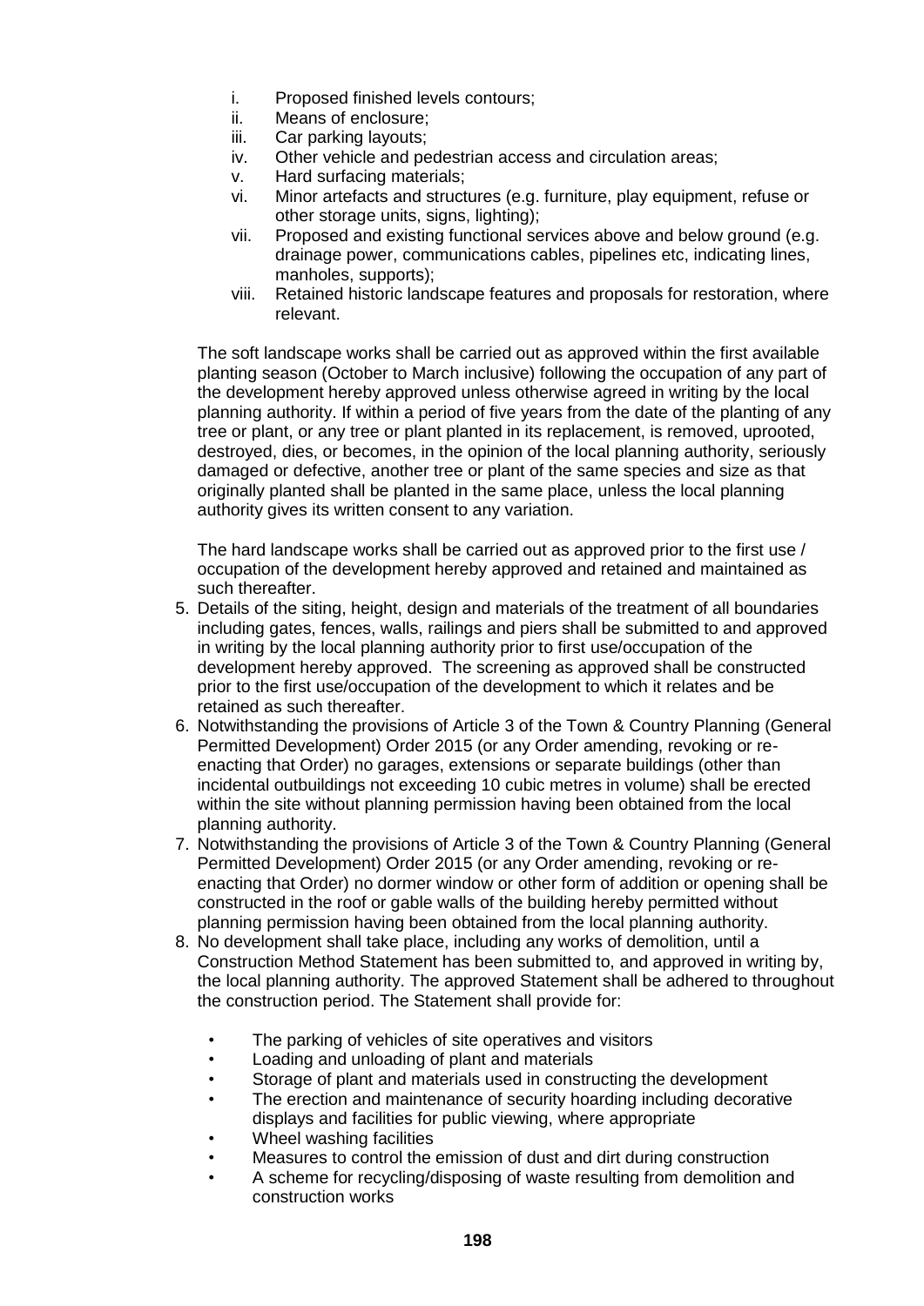- i. Proposed finished levels contours;
- ii. Means of enclosure;
- iii. Car parking layouts;
- iv. Other vehicle and pedestrian access and circulation areas;
- v. Hard surfacing materials;
- vi. Minor artefacts and structures (e.g. furniture, play equipment, refuse or other storage units, signs, lighting);
- vii. Proposed and existing functional services above and below ground (e.g. drainage power, communications cables, pipelines etc, indicating lines, manholes, supports);
- viii. Retained historic landscape features and proposals for restoration, where relevant.

The soft landscape works shall be carried out as approved within the first available planting season (October to March inclusive) following the occupation of any part of the development hereby approved unless otherwise agreed in writing by the local planning authority. If within a period of five years from the date of the planting of any tree or plant, or any tree or plant planted in its replacement, is removed, uprooted, destroyed, dies, or becomes, in the opinion of the local planning authority, seriously damaged or defective, another tree or plant of the same species and size as that originally planted shall be planted in the same place, unless the local planning authority gives its written consent to any variation.

The hard landscape works shall be carried out as approved prior to the first use / occupation of the development hereby approved and retained and maintained as such thereafter.

5. Details of the siting, height, design and materials of the treatment of all boundaries including gates, fences, walls, railings and piers shall be submitted to and approved in writing by the local planning authority prior to first use/occupation of the development hereby approved. The screening as approved shall be constructed prior to the first use/occupation of the development to which it relates and be retained as such thereafter.
6. Notwithstanding the provisions of Article 3 of the Town & Country Planning (General Permitted Development) Order 2015 (or any Order amending, revoking or re-enacting that Order) no garages, extensions or separate buildings (other than incidental outbuildings not exceeding 10 cubic metres in volume) shall be erected within the site without planning permission having been obtained from the local planning authority.
7. Notwithstanding the provisions of Article 3 of the Town & Country Planning (General Permitted Development) Order 2015 (or any Order amending, revoking or re-enacting that Order) no dormer window or other form of addition or opening shall be constructed in the roof or gable walls of the building hereby permitted without planning permission having been obtained from the local planning authority.
8. No development shall take place, including any works of demolition, until a Construction Method Statement has been submitted to, and approved in writing by, the local planning authority. The approved Statement shall be adhered to throughout the construction period. The Statement shall provide for:

   - The parking of vehicles of site operatives and visitors
   - Loading and unloading of plant and materials
   - Storage of plant and materials used in constructing the development
   - The erection and maintenance of security hoarding including decorative displays and facilities for public viewing, where appropriate
   - Wheel washing facilities
   - Measures to control the emission of dust and dirt during construction
   - A scheme for recycling/disposing of waste resulting from demolition and construction works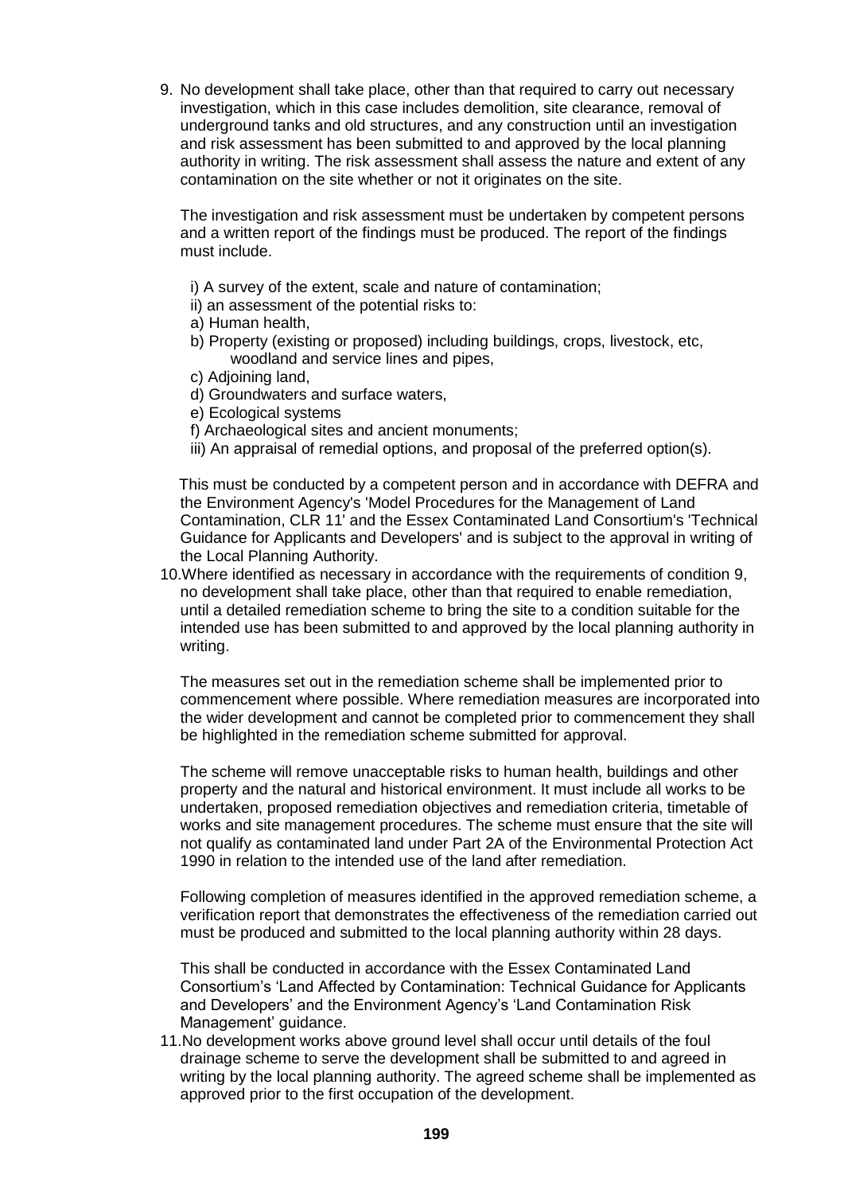9. No development shall take place, other than that required to carry out necessary investigation, which in this case includes demolition, site clearance, removal of underground tanks and old structures, and any construction until an investigation and risk assessment has been submitted to and approved by the local planning authority in writing. The risk assessment shall assess the nature and extent of any contamination on the site whether or not it originates on the site.

   The investigation and risk assessment must be undertaken by competent persons and a written report of the findings must be produced. The report of the findings must include.

   i) A survey of the extent, scale and nature of contamination;
   ii) an assessment of the potential risks to:
   a) Human health,
   b) Property (existing or proposed) including buildings, crops, livestock, etc, woodland and service lines and pipes,
   c) Adjoining land,
   d) Groundwaters and surface waters,
   e) Ecological systems
   f) Archaeological sites and ancient monuments;
   iii) An appraisal of remedial options, and proposal of the preferred option(s).

   This must be conducted by a competent person and in accordance with DEFRA and the Environment Agency's 'Model Procedures for the Management of Land Contamination, CLR 11' and the Essex Contaminated Land Consortium's 'Technical Guidance for Applicants and Developers' and is subject to the approval in writing of the Local Planning Authority.

10. Where identified as necessary in accordance with the requirements of condition 9, no development shall take place, other than that required to enable remediation, until a detailed remediation scheme to bring the site to a condition suitable for the intended use has been submitted to and approved by the local planning authority in writing.

    The measures set out in the remediation scheme shall be implemented prior to commencement where possible. Where remediation measures are incorporated into the wider development and cannot be completed prior to commencement they shall be highlighted in the remediation scheme submitted for approval.

    The scheme will remove unacceptable risks to human health, buildings and other property and the natural and historical environment. It must include all works to be undertaken, proposed remediation objectives and remediation criteria, timetable of works and site management procedures. The scheme must ensure that the site will not qualify as contaminated land under Part 2A of the Environmental Protection Act 1990 in relation to the intended use of the land after remediation.

    Following completion of measures identified in the approved remediation scheme, a verification report that demonstrates the effectiveness of the remediation carried out must be produced and submitted to the local planning authority within 28 days.

    This shall be conducted in accordance with the Essex Contaminated Land Consortium's 'Land Affected by Contamination: Technical Guidance for Applicants and Developers' and the Environment Agency's 'Land Contamination Risk Management' guidance.

11. No development works above ground level shall occur until details of the foul drainage scheme to serve the development shall be submitted to and agreed in writing by the local planning authority. The agreed scheme shall be implemented as approved prior to the first occupation of the development.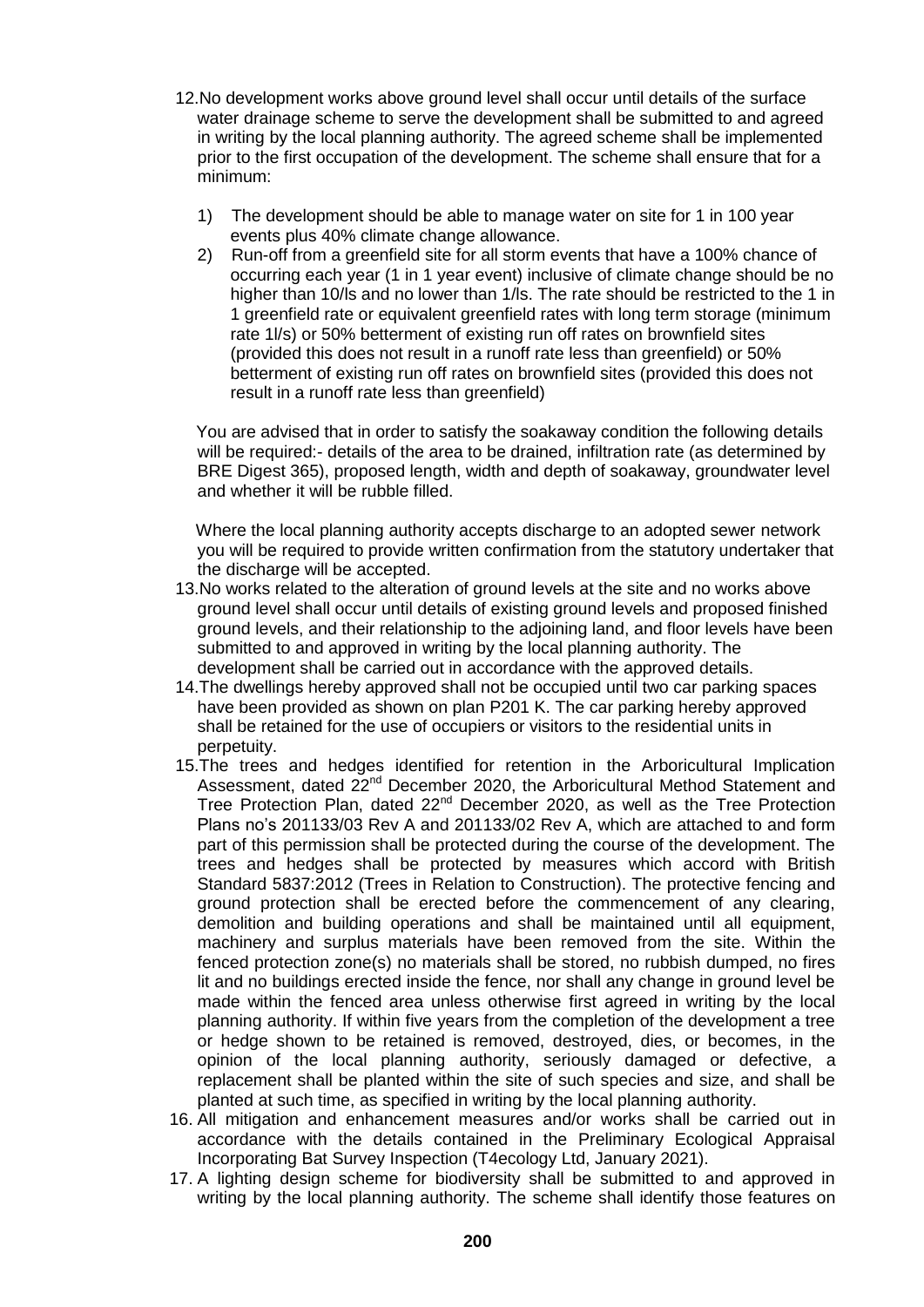12. No development works above ground level shall occur until details of the surface water drainage scheme to serve the development shall be submitted to and agreed in writing by the local planning authority. The agreed scheme shall be implemented prior to the first occupation of the development. The scheme shall ensure that for a minimum:

    1) The development should be able to manage water on site for 1 in 100 year events plus 40% climate change allowance.
    2) Run-off from a greenfield site for all storm events that have a 100% chance of occurring each year (1 in 1 year event) inclusive of climate change should be no higher than 10/ls and no lower than 1/ls. The rate should be restricted to the 1 in 1 greenfield rate or equivalent greenfield rates with long term storage (minimum rate 1l/s) or 50% betterment of existing run off rates on brownfield sites (provided this does not result in a runoff rate less than greenfield) or 50% betterment of existing run off rates on brownfield sites (provided this does not result in a runoff rate less than greenfield)

    You are advised that in order to satisfy the soakaway condition the following details will be required:- details of the area to be drained, infiltration rate (as determined by BRE Digest 365), proposed length, width and depth of soakaway, groundwater level and whether it will be rubble filled.

    Where the local planning authority accepts discharge to an adopted sewer network you will be required to provide written confirmation from the statutory undertaker that the discharge will be accepted.
13. No works related to the alteration of ground levels at the site and no works above ground level shall occur until details of existing ground levels and proposed finished ground levels, and their relationship to the adjoining land, and floor levels have been submitted to and approved in writing by the local planning authority. The development shall be carried out in accordance with the approved details.
14. The dwellings hereby approved shall not be occupied until two car parking spaces have been provided as shown on plan P201 K. The car parking hereby approved shall be retained for the use of occupiers or visitors to the residential units in perpetuity.
15. The trees and hedges identified for retention in the Arboricultural Implication Assessment, dated 22nd December 2020, the Arboricultural Method Statement and Tree Protection Plan, dated 22nd December 2020, as well as the Tree Protection Plans no's 201133/03 Rev A and 201133/02 Rev A, which are attached to and form part of this permission shall be protected during the course of the development. The trees and hedges shall be protected by measures which accord with British Standard 5837:2012 (Trees in Relation to Construction). The protective fencing and ground protection shall be erected before the commencement of any clearing, demolition and building operations and shall be maintained until all equipment, machinery and surplus materials have been removed from the site. Within the fenced protection zone(s) no materials shall be stored, no rubbish dumped, no fires lit and no buildings erected inside the fence, nor shall any change in ground level be made within the fenced area unless otherwise first agreed in writing by the local planning authority. If within five years from the completion of the development a tree or hedge shown to be retained is removed, destroyed, dies, or becomes, in the opinion of the local planning authority, seriously damaged or defective, a replacement shall be planted within the site of such species and size, and shall be planted at such time, as specified in writing by the local planning authority.
16. All mitigation and enhancement measures and/or works shall be carried out in accordance with the details contained in the Preliminary Ecological Appraisal Incorporating Bat Survey Inspection (T4ecology Ltd, January 2021).
17. A lighting design scheme for biodiversity shall be submitted to and approved in writing by the local planning authority. The scheme shall identify those features on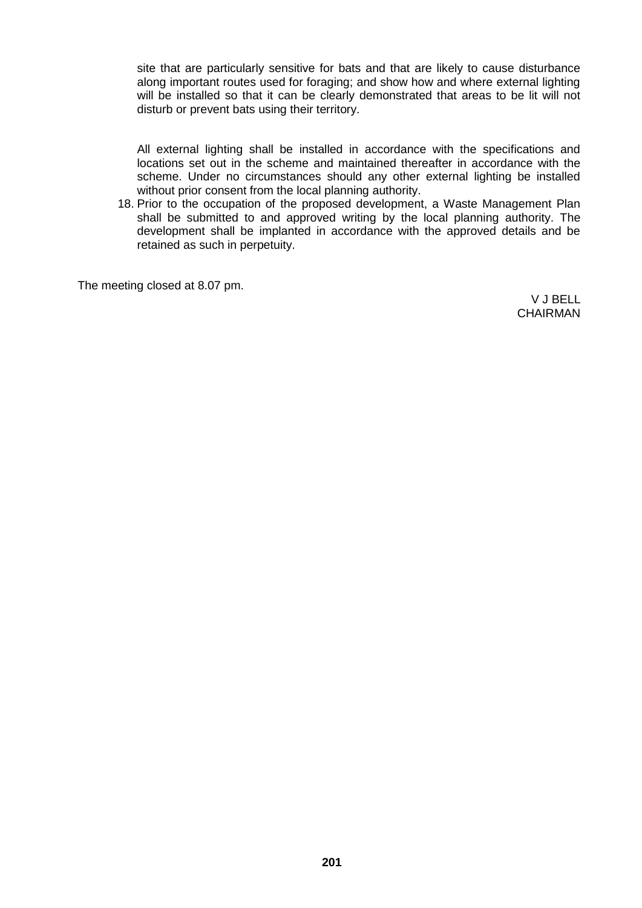site that are particularly sensitive for bats and that are likely to cause disturbance along important routes used for foraging; and show how and where external lighting will be installed so that it can be clearly demonstrated that areas to be lit will not disturb or prevent bats using their territory.

All external lighting shall be installed in accordance with the specifications and locations set out in the scheme and maintained thereafter in accordance with the scheme. Under no circumstances should any other external lighting be installed without prior consent from the local planning authority.

18. Prior to the occupation of the proposed development, a Waste Management Plan shall be submitted to and approved writing by the local planning authority. The development shall be implanted in accordance with the approved details and be retained as such in perpetuity.

The meeting closed at 8.07 pm.

V J BELL
CHAIRMAN